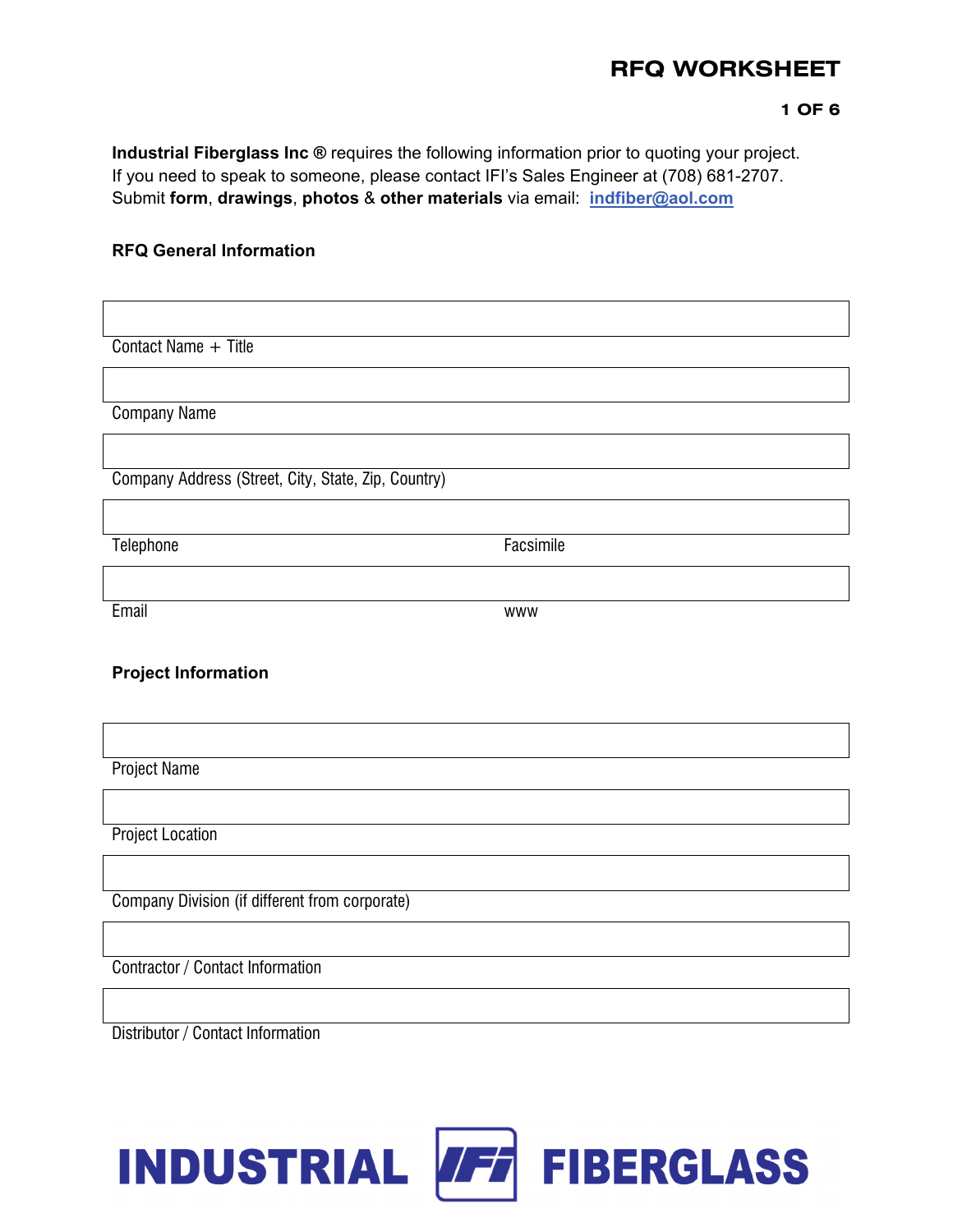# RFQ WORKSHEET

**Industrial Fiberglass Inc ®** requires the following information prior to quoting your project.
If you need to speak to someone, please contact IFI's Sales Engineer at (708) 681-2707.
Submit **form**, **drawings**, **photos** & **other materials** via email: **indfiber@aol.com**

## RFQ General Information

Contact Name + Title

Company Name

Company Address (Street, City, State, Zip, Country)

Telephone | Facsimile

Email | www

## Project Information

Project Name

Project Location

Company Division (if different from corporate)

Contractor / Contact Information

Distributor / Contact Information

INDUSTRIAL IFI FIBERGLASS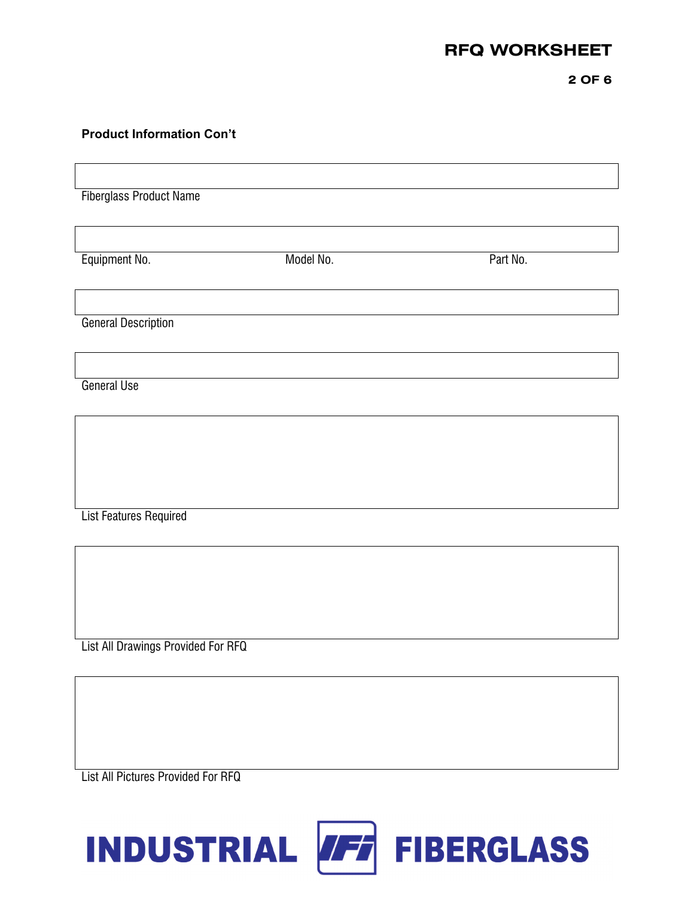### Product Information Con't

Fiberglass Product Name

Equipment No. | Model No. | Part No.

General Description

General Use

List Features Required

List All Drawings Provided For RFQ

List All Pictures Provided For RFQ

**INDUSTRIAL IFI FIBERGLASS**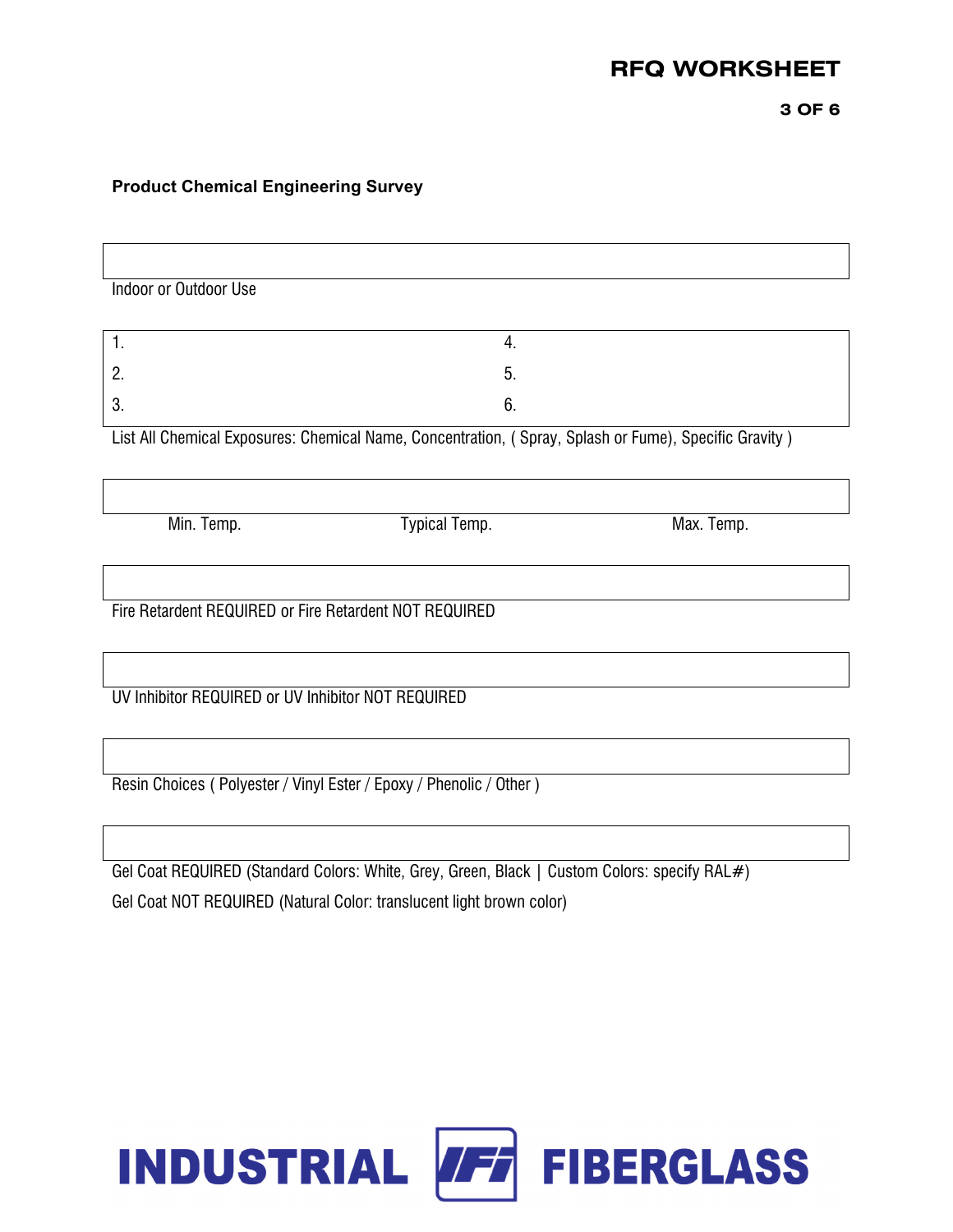**Product Chemical Engineering Survey**

Indoor or Outdoor Use

| | |
|---|---|
| 1. | 4. |
| 2. | 5. |
| 3. | 6. |

List All Chemical Exposures: Chemical Name, Concentration, ( Spray, Splash or Fume), Specific Gravity )

| Min. Temp. | Typical Temp. | Max. Temp. |
|---|---|---|

Fire Retardent REQUIRED or Fire Retardent NOT REQUIRED

UV Inhibitor REQUIRED or UV Inhibitor NOT REQUIRED

Resin Choices ( Polyester / Vinyl Ester / Epoxy / Phenolic / Other )

Gel Coat REQUIRED (Standard Colors: White, Grey, Green, Black | Custom Colors: specify RAL#)

Gel Coat NOT REQUIRED (Natural Color: translucent light brown color)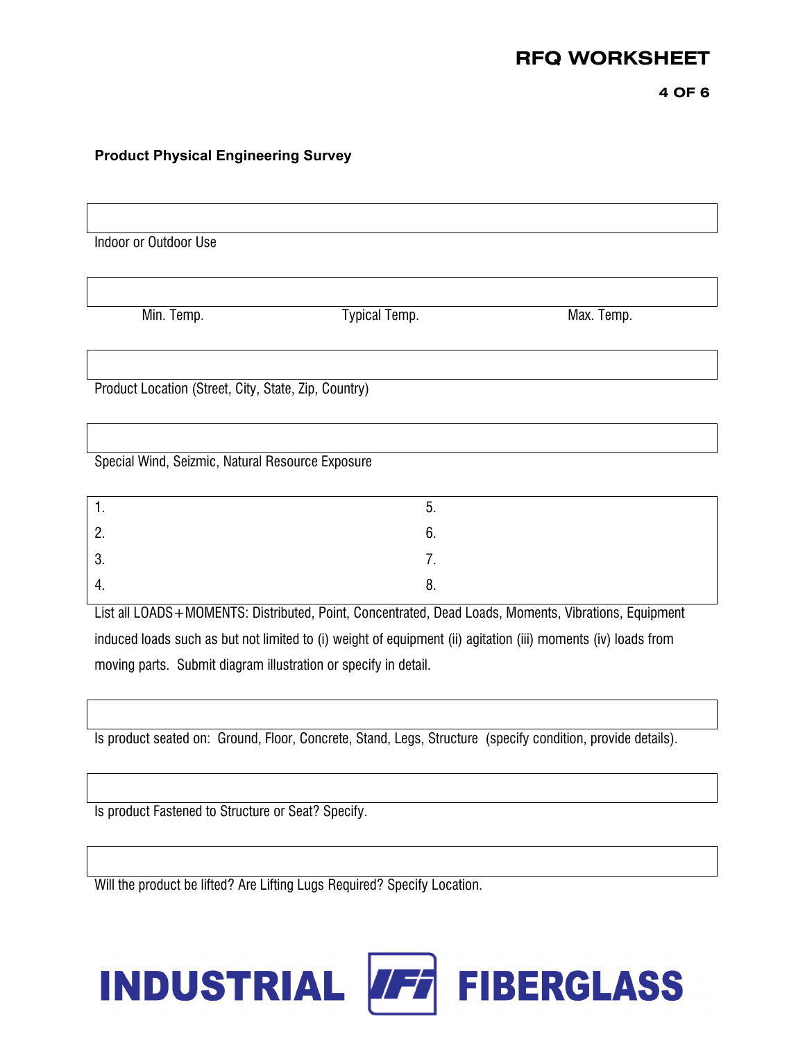**Product Physical Engineering Survey**

Indoor or Outdoor Use

| Min. Temp. | Typical Temp. | Max. Temp. |
|---|---|---|

Product Location (Street, City, State, Zip, Country)

Special Wind, Seizmic, Natural Resource Exposure

| | |
|---|---|
| 1. | 5. |
| 2. | 6. |
| 3. | 7. |
| 4. | 8. |

List all LOADS+MOMENTS: Distributed, Point, Concentrated, Dead Loads, Moments, Vibrations, Equipment induced loads such as but not limited to (i) weight of equipment (ii) agitation (iii) moments (iv) loads from moving parts. Submit diagram illustration or specify in detail.

Is product seated on: Ground, Floor, Concrete, Stand, Legs, Structure (specify condition, provide details).

Is product Fastened to Structure or Seat? Specify.

Will the product be lifted? Are Lifting Lugs Required? Specify Location.

INDUSTRIAL IFI FIBERGLASS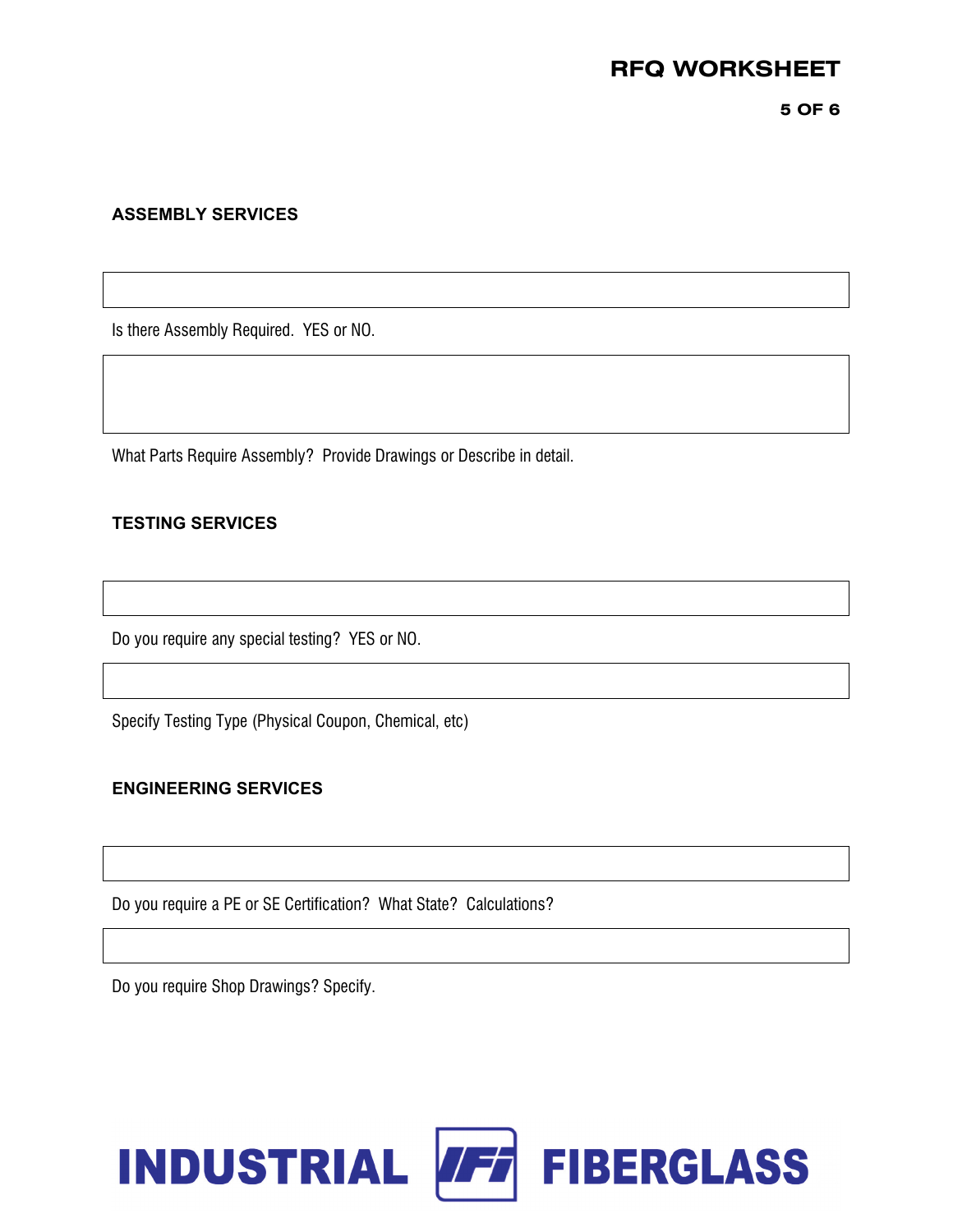## ASSEMBLY SERVICES

Is there Assembly Required. YES or NO.

What Parts Require Assembly? Provide Drawings or Describe in detail.

## TESTING SERVICES

Do you require any special testing? YES or NO.

Specify Testing Type (Physical Coupon, Chemical, etc)

## ENGINEERING SERVICES

Do you require a PE or SE Certification? What State? Calculations?

Do you require Shop Drawings? Specify.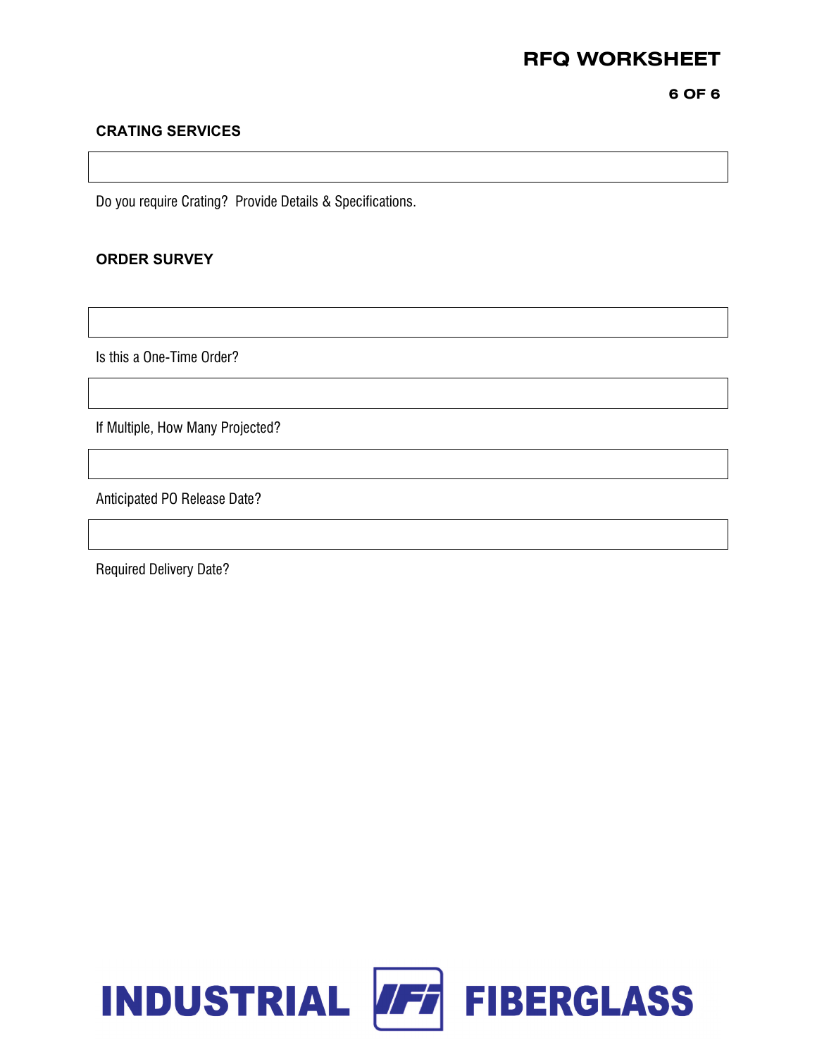# RFQ WORKSHEET

## CRATING SERVICES

Do you require Crating? Provide Details & Specifications.

## ORDER SURVEY

Is this a One-Time Order?

If Multiple, How Many Projected?

Anticipated PO Release Date?

Required Delivery Date?

**INDUSTRIAL IFI FIBERGLASS**